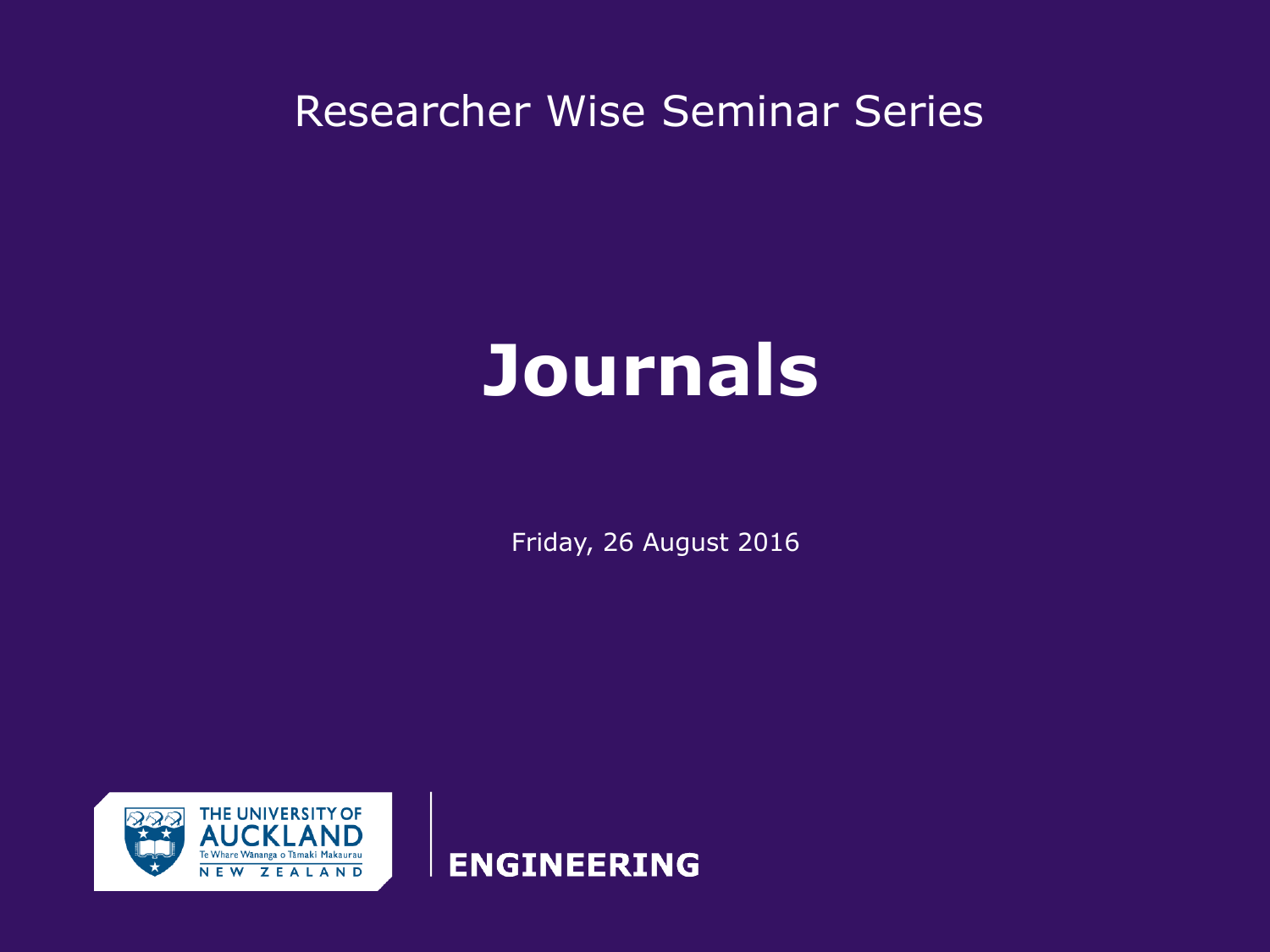Researcher Wise Seminar Series

# Journals

Friday, 26 August 2016

THE UNIVERSITY OF AUCKLAND
Te Whare Wānanga o Tāmaki Makaurau
NEW ZEALAND

ENGINEERING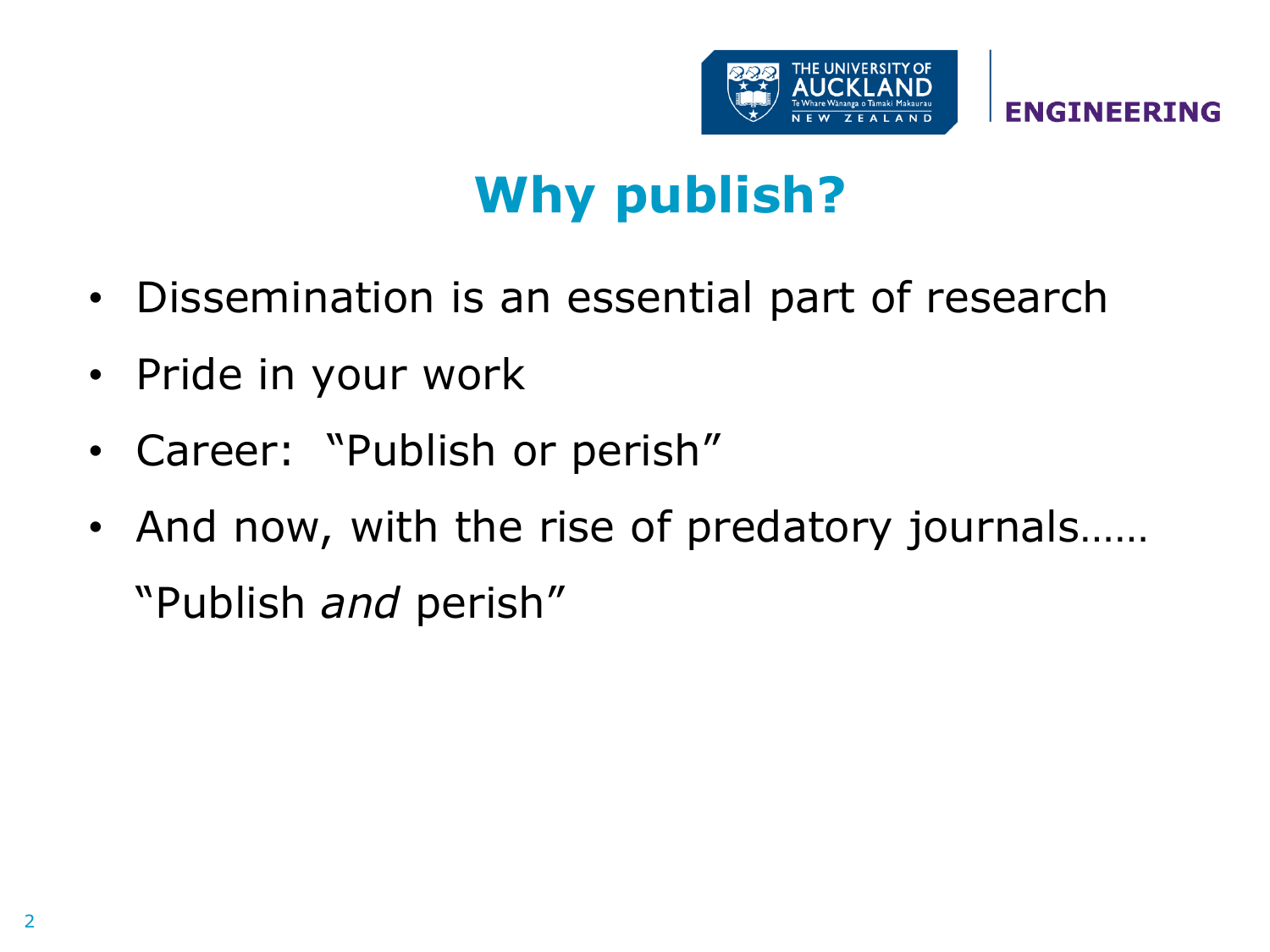# Why publish?

- Dissemination is an essential part of research
- Pride in your work
- Career:  "Publish or perish"
- And now, with the rise of predatory journals……
  "Publish *and* perish"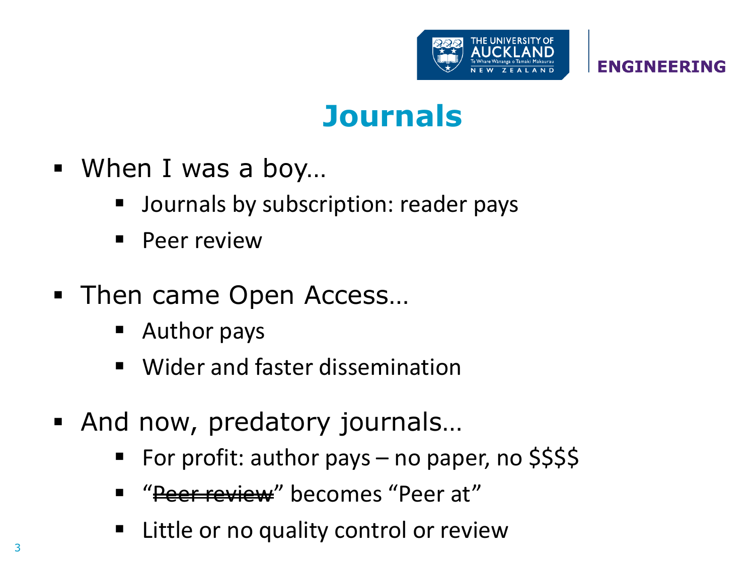# Journals

- When I was a boy…
  - Journals by subscription: reader pays
  - Peer review
- Then came Open Access…
  - Author pays
  - Wider and faster dissemination
- And now, predatory journals…
  - For profit: author pays – no paper, no $$$$
  - "~~Peer review~~" becomes "Peer at"
  - Little or no quality control or review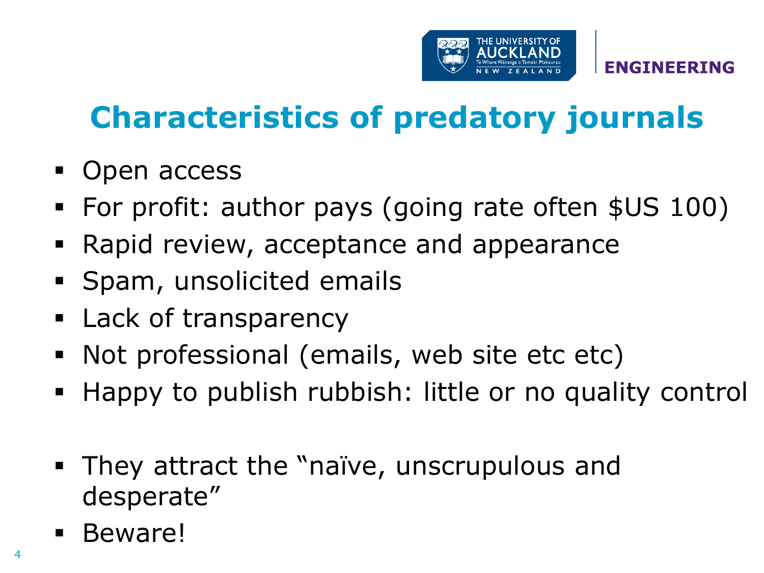# Characteristics of predatory journals

- Open access
- For profit: author pays (going rate often $US 100)
- Rapid review, acceptance and appearance
- Spam, unsolicited emails
- Lack of transparency
- Not professional (emails, web site etc etc)
- Happy to publish rubbish: little or no quality control

- They attract the "naïve, unscrupulous and desperate"
- Beware!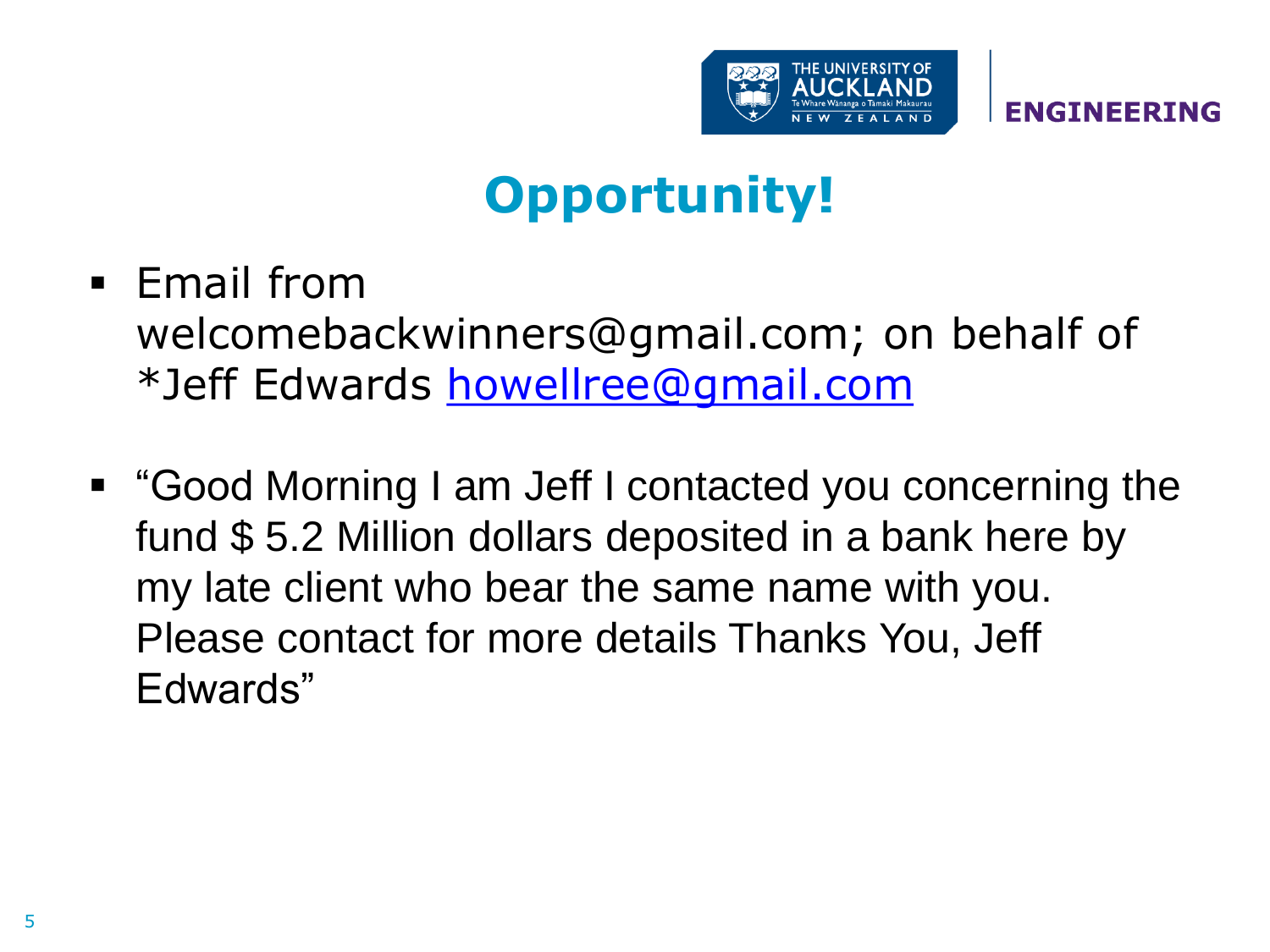# Opportunity!

- Email from welcomebackwinners@gmail.com; on behalf of *Jeff Edwards howellree@gmail.com
- "Good Morning I am Jeff I contacted you concerning the fund $ 5.2 Million dollars deposited in a bank here by my late client who bear the same name with you. Please contact for more details Thanks You, Jeff Edwards"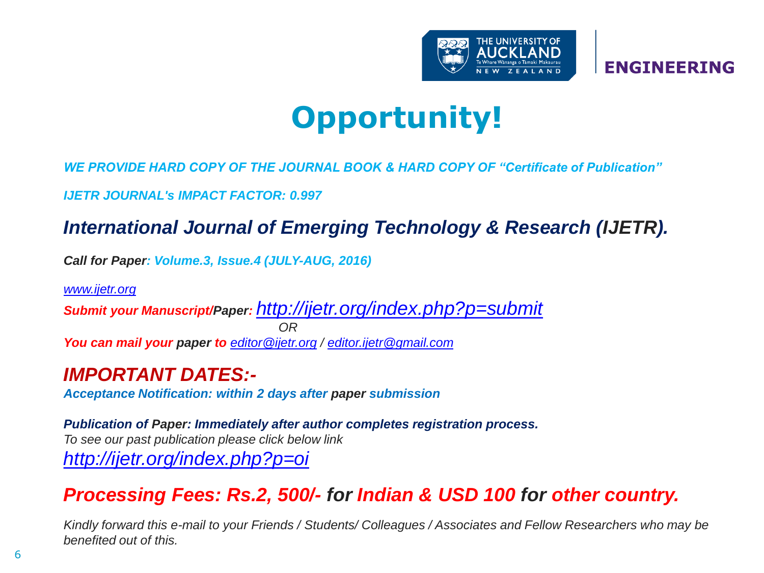# Opportunity!

*WE PROVIDE HARD COPY OF THE JOURNAL BOOK & HARD COPY OF "Certificate of Publication"*

*IJETR JOURNAL's IMPACT FACTOR: 0.997*

## *International Journal of Emerging Technology & Research (IJETR).*

***Call for Paper: Volume.3, Issue.4 (JULY-AUG, 2016)***

*www.ijetr.org*

***Submit your Manuscript/Paper:** http://ijetr.org/index.php?p=submit*

*OR*

***You can mail your paper to** editor@ijetr.org / editor.ijetr@gmail.com*

## *IMPORTANT DATES:-*

***Acceptance Notification: within 2 days after paper submission***

***Publication of Paper: Immediately after author completes registration process.***

*To see our past publication please click below link*

*http://ijetr.org/index.php?p=oi*

## *Processing Fees: Rs.2, 500/- for Indian & USD 100 for other country.*

*Kindly forward this e-mail to your Friends / Students/ Colleagues / Associates and Fellow Researchers who may be benefited out of this.*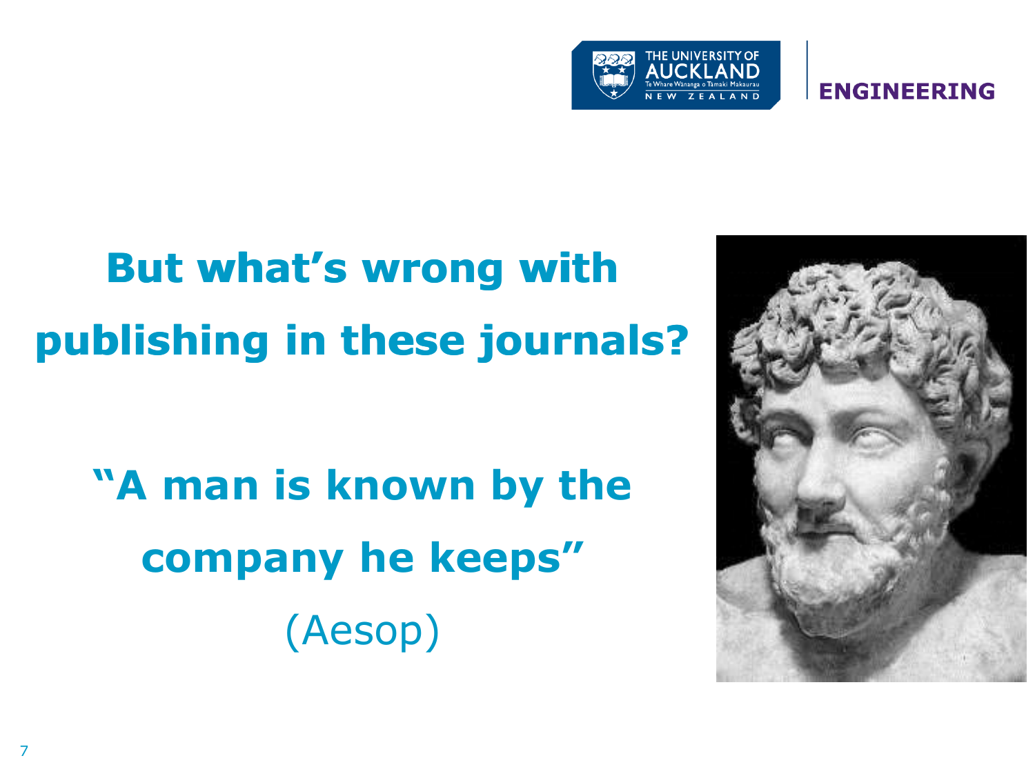# But what's wrong with publishing in these journals?

**"A man is known by the company he keeps"**

(Aesop)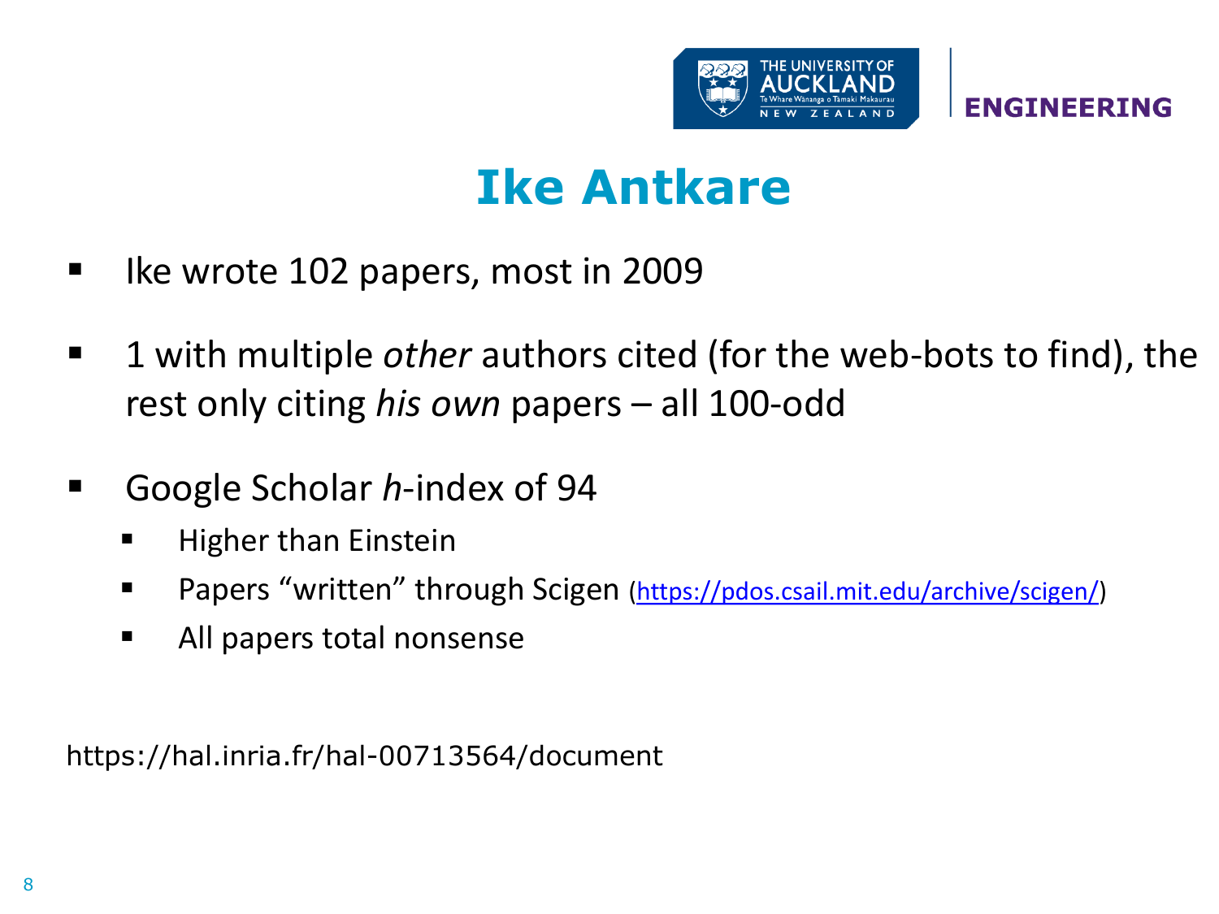# Ike Antkare

- Ike wrote 102 papers, most in 2009
- 1 with multiple *other* authors cited (for the web-bots to find), the rest only citing *his own* papers – all 100-odd
- Google Scholar *h*-index of 94
  - Higher than Einstein
  - Papers "written" through Scigen (https://pdos.csail.mit.edu/archive/scigen/)
  - All papers total nonsense

https://hal.inria.fr/hal-00713564/document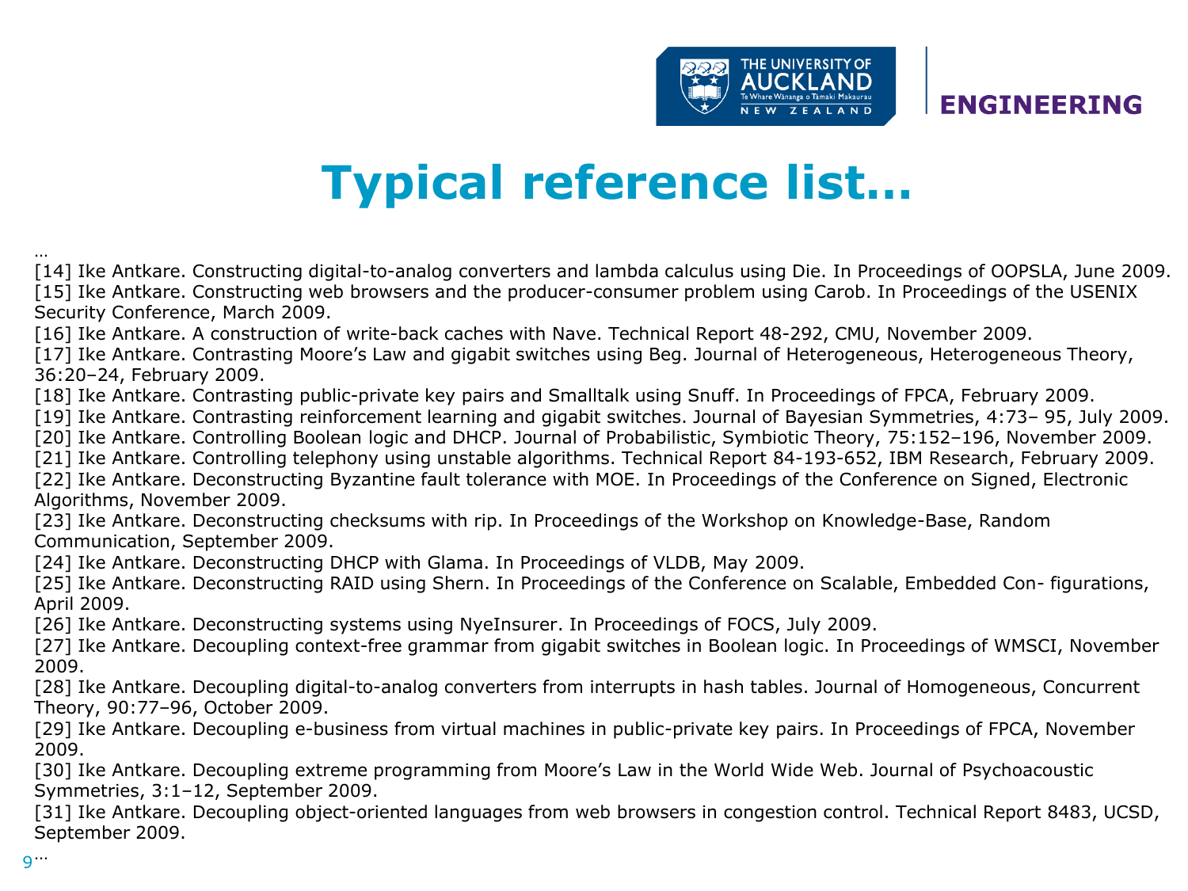# Typical reference list…

…

[14] Ike Antkare. Constructing digital-to-analog converters and lambda calculus using Die. In Proceedings of OOPSLA, June 2009.

[15] Ike Antkare. Constructing web browsers and the producer-consumer problem using Carob. In Proceedings of the USENIX Security Conference, March 2009.

[16] Ike Antkare. A construction of write-back caches with Nave. Technical Report 48-292, CMU, November 2009.

[17] Ike Antkare. Contrasting Moore's Law and gigabit switches using Beg. Journal of Heterogeneous, Heterogeneous Theory, 36:20–24, February 2009.

[18] Ike Antkare. Contrasting public-private key pairs and Smalltalk using Snuff. In Proceedings of FPCA, February 2009.

[19] Ike Antkare. Contrasting reinforcement learning and gigabit switches. Journal of Bayesian Symmetries, 4:73– 95, July 2009.

[20] Ike Antkare. Controlling Boolean logic and DHCP. Journal of Probabilistic, Symbiotic Theory, 75:152–196, November 2009.

[21] Ike Antkare. Controlling telephony using unstable algorithms. Technical Report 84-193-652, IBM Research, February 2009.

[22] Ike Antkare. Deconstructing Byzantine fault tolerance with MOE. In Proceedings of the Conference on Signed, Electronic Algorithms, November 2009.

[23] Ike Antkare. Deconstructing checksums with rip. In Proceedings of the Workshop on Knowledge-Base, Random Communication, September 2009.

[24] Ike Antkare. Deconstructing DHCP with Glama. In Proceedings of VLDB, May 2009.

[25] Ike Antkare. Deconstructing RAID using Shern. In Proceedings of the Conference on Scalable, Embedded Con- figurations, April 2009.

[26] Ike Antkare. Deconstructing systems using NyeInsurer. In Proceedings of FOCS, July 2009.

[27] Ike Antkare. Decoupling context-free grammar from gigabit switches in Boolean logic. In Proceedings of WMSCI, November 2009.

[28] Ike Antkare. Decoupling digital-to-analog converters from interrupts in hash tables. Journal of Homogeneous, Concurrent Theory, 90:77–96, October 2009.

[29] Ike Antkare. Decoupling e-business from virtual machines in public-private key pairs. In Proceedings of FPCA, November 2009.

[30] Ike Antkare. Decoupling extreme programming from Moore's Law in the World Wide Web. Journal of Psychoacoustic Symmetries, 3:1–12, September 2009.

[31] Ike Antkare. Decoupling object-oriented languages from web browsers in congestion control. Technical Report 8483, UCSD, September 2009.

…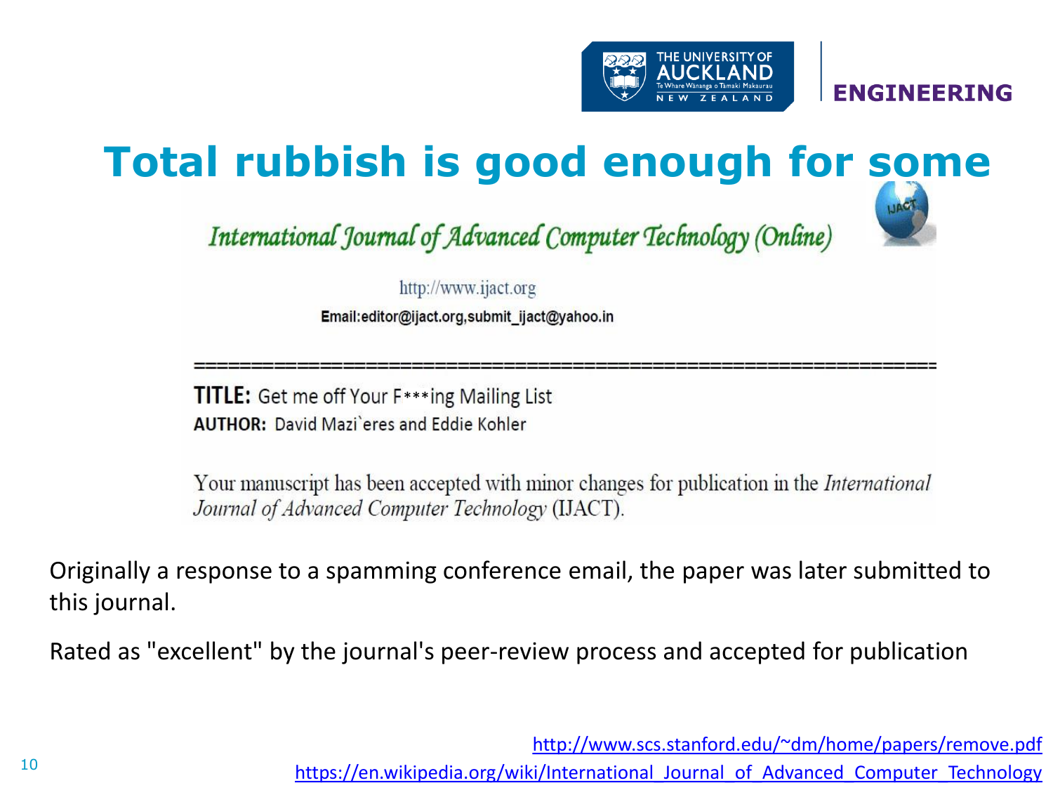# Total rubbish is good enough for some

*International Journal of Advanced Computer Technology (Online)*

http://www.ijact.org

Email:editor@ijact.org,submit_ijact@yahoo.in

==============================================================

**TITLE:** Get me off Your F***ing Mailing List

**AUTHOR:** David Mazi`eres and Eddie Kohler

Your manuscript has been accepted with minor changes for publication in the *International Journal of Advanced Computer Technology* (IJACT).

Originally a response to a spamming conference email, the paper was later submitted to this journal.

Rated as "excellent" by the journal's peer-review process and accepted for publication

http://www.scs.stanford.edu/~dm/home/papers/remove.pdf

https://en.wikipedia.org/wiki/International_Journal_of_Advanced_Computer_Technology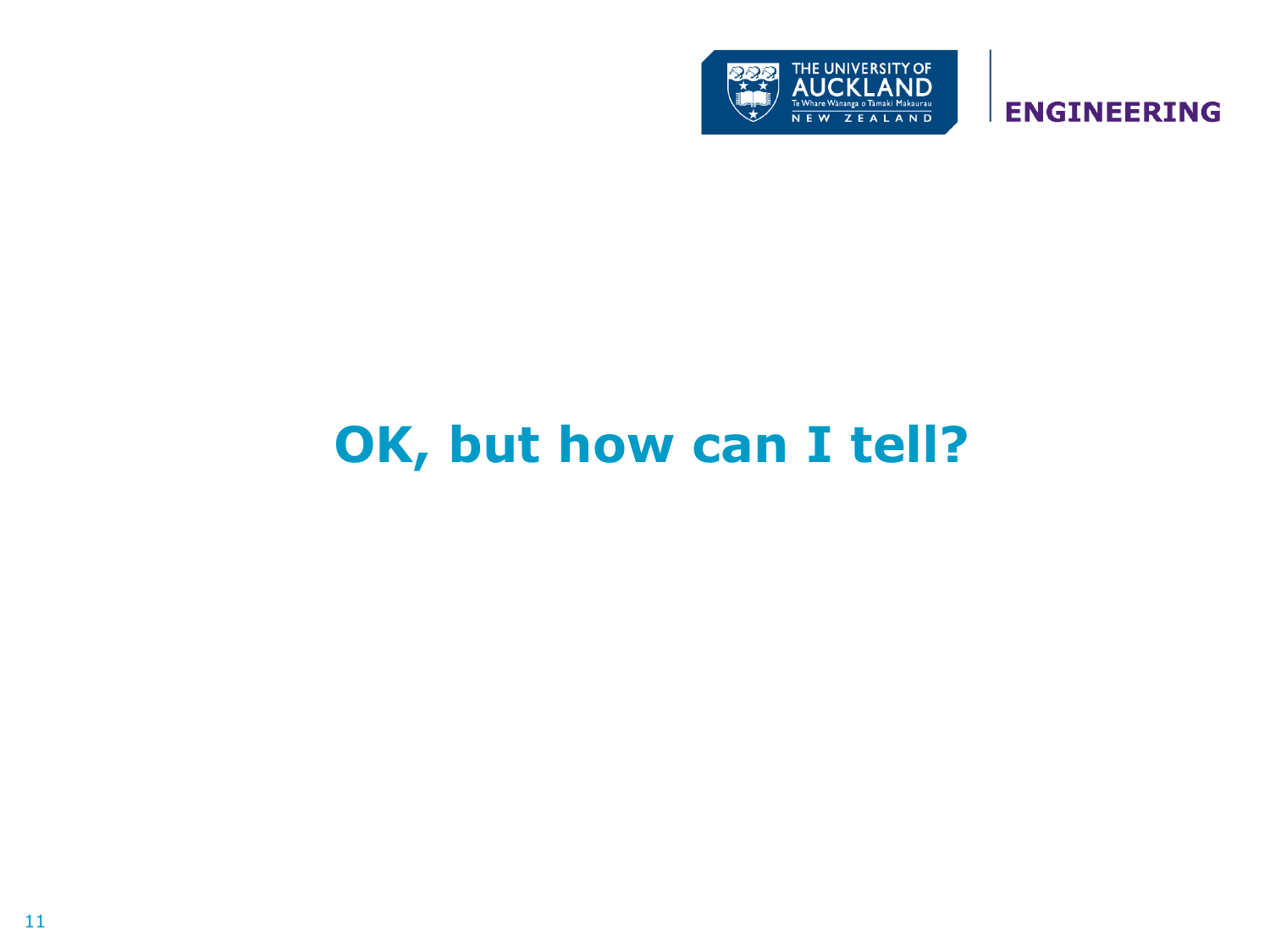# OK, but how can I tell?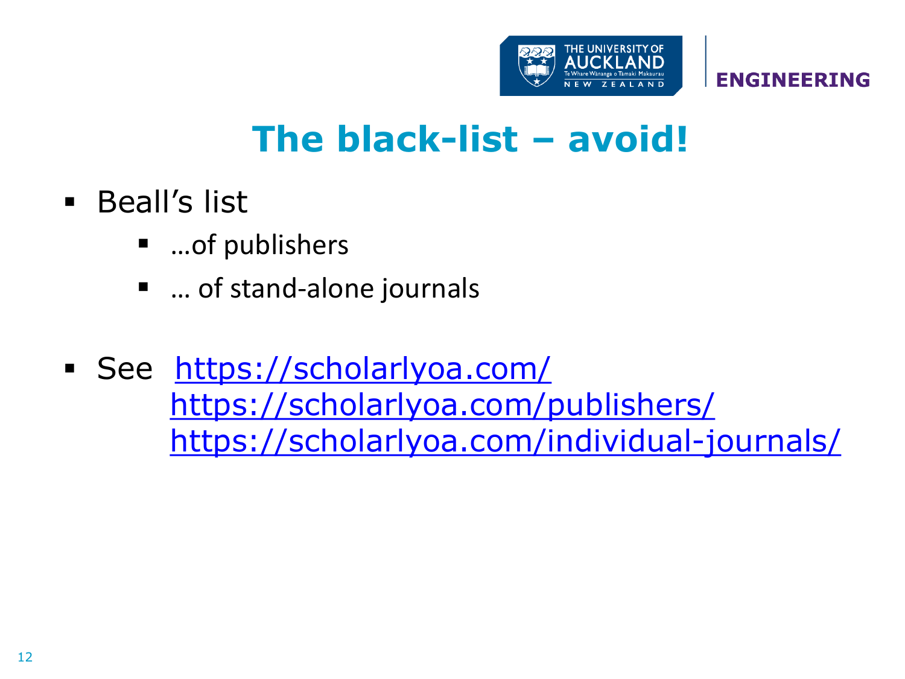# The black-list – avoid!

- Beall's list
  - …of publishers
  - … of stand-alone journals

- See https://scholarlyoa.com/
  https://scholarlyoa.com/publishers/
  https://scholarlyoa.com/individual-journals/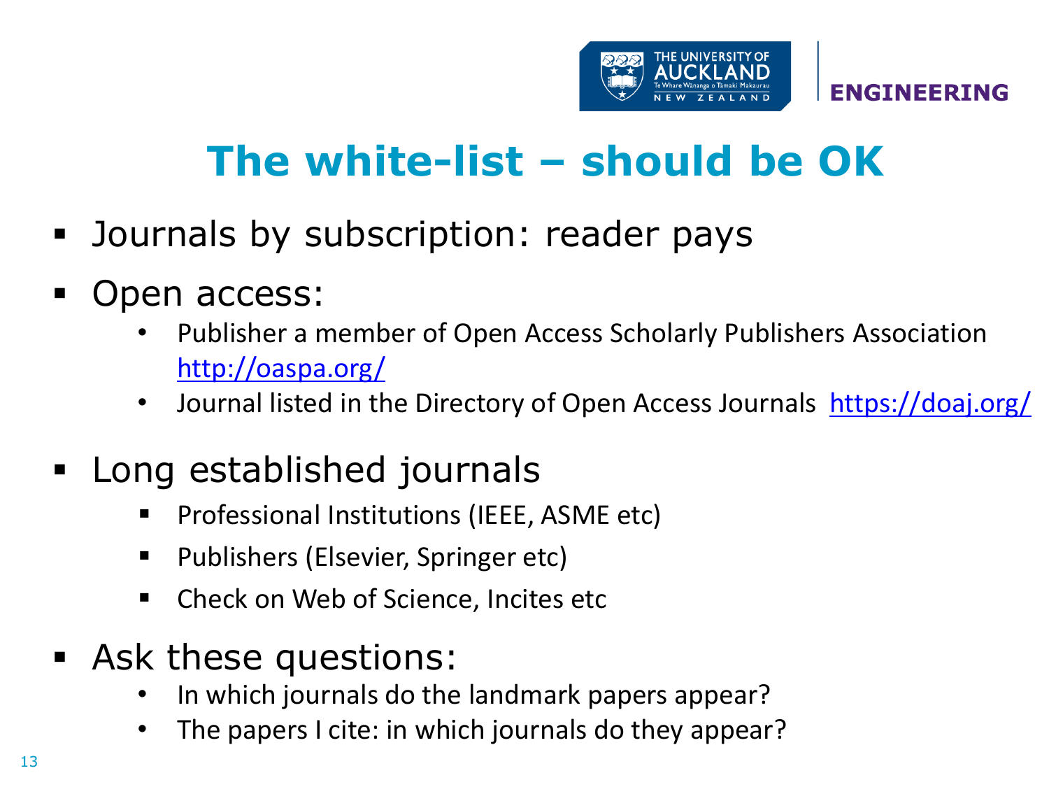# The white-list – should be OK

- Journals by subscription: reader pays
- Open access:
  - Publisher a member of Open Access Scholarly Publishers Association http://oaspa.org/
  - Journal listed in the Directory of Open Access Journals https://doaj.org/
- Long established journals
  - Professional Institutions (IEEE, ASME etc)
  - Publishers (Elsevier, Springer etc)
  - Check on Web of Science, Incites etc
- Ask these questions:
  - In which journals do the landmark papers appear?
  - The papers I cite: in which journals do they appear?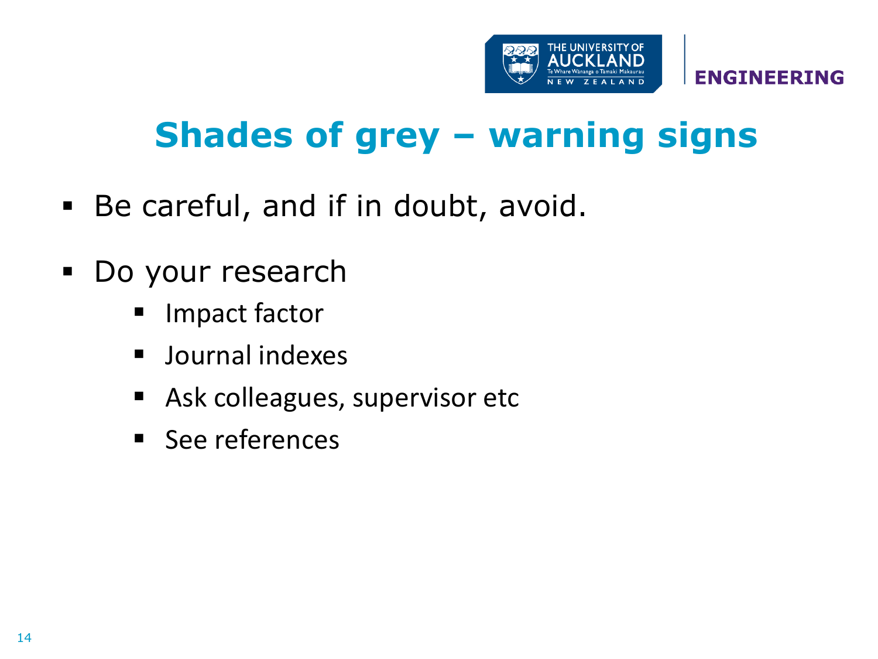# Shades of grey – warning signs

- Be careful, and if in doubt, avoid.
- Do your research
  - Impact factor
  - Journal indexes
  - Ask colleagues, supervisor etc
  - See references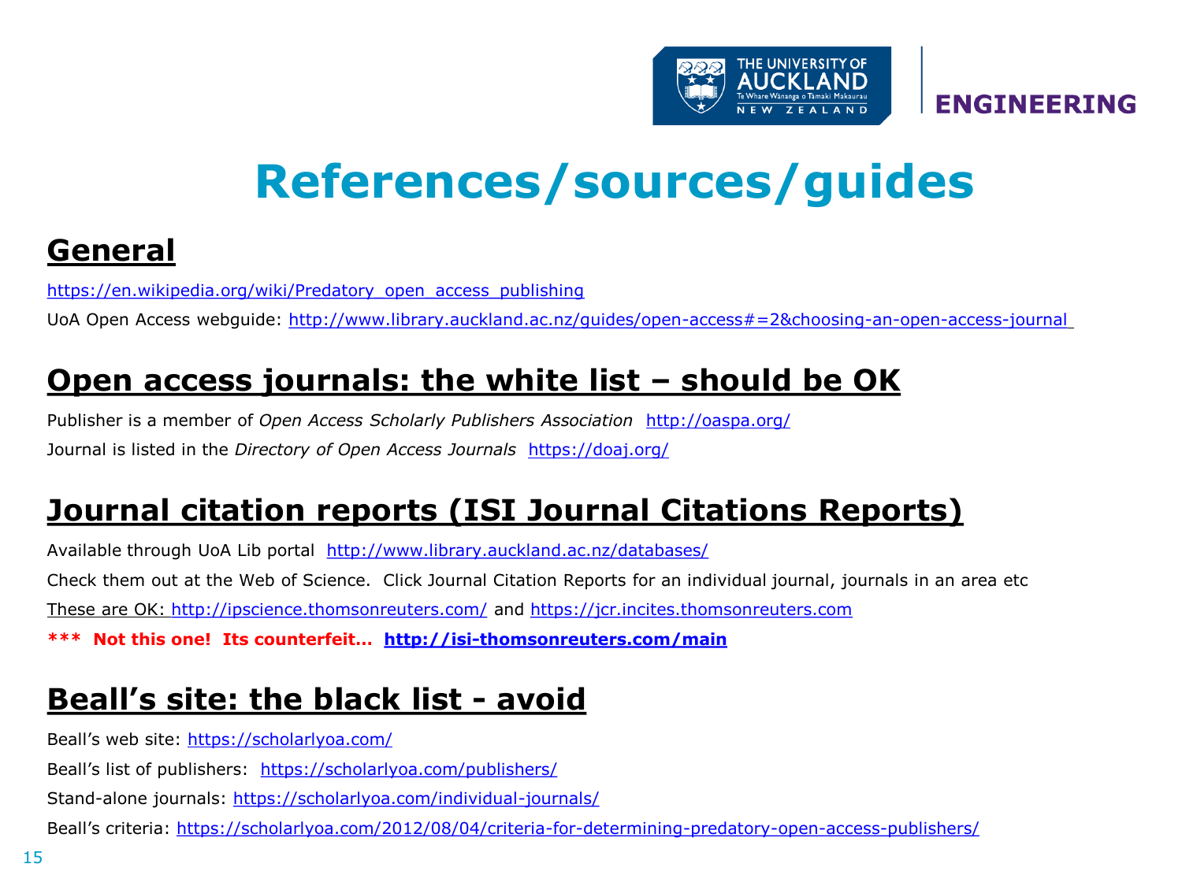# References/sources/guides

## General

https://en.wikipedia.org/wiki/Predatory_open_access_publishing

UoA Open Access webguide: http://www.library.auckland.ac.nz/guides/open-access#=2&choosing-an-open-access-journal

## Open access journals: the white list – should be OK

Publisher is a member of *Open Access Scholarly Publishers Association* http://oaspa.org/

Journal is listed in the *Directory of Open Access Journals* https://doaj.org/

## Journal citation reports (ISI Journal Citations Reports)

Available through UoA Lib portal http://www.library.auckland.ac.nz/databases/

Check them out at the Web of Science. Click Journal Citation Reports for an individual journal, journals in an area etc

These are OK: http://ipscience.thomsonreuters.com/ and https://jcr.incites.thomsonreuters.com

**\*\*\* Not this one! Its counterfeit… http://isi-thomsonreuters.com/main**

## Beall's site: the black list - avoid

Beall's web site: https://scholarlyoa.com/

Beall's list of publishers: https://scholarlyoa.com/publishers/

Stand-alone journals: https://scholarlyoa.com/individual-journals/

Beall's criteria: https://scholarlyoa.com/2012/08/04/criteria-for-determining-predatory-open-access-publishers/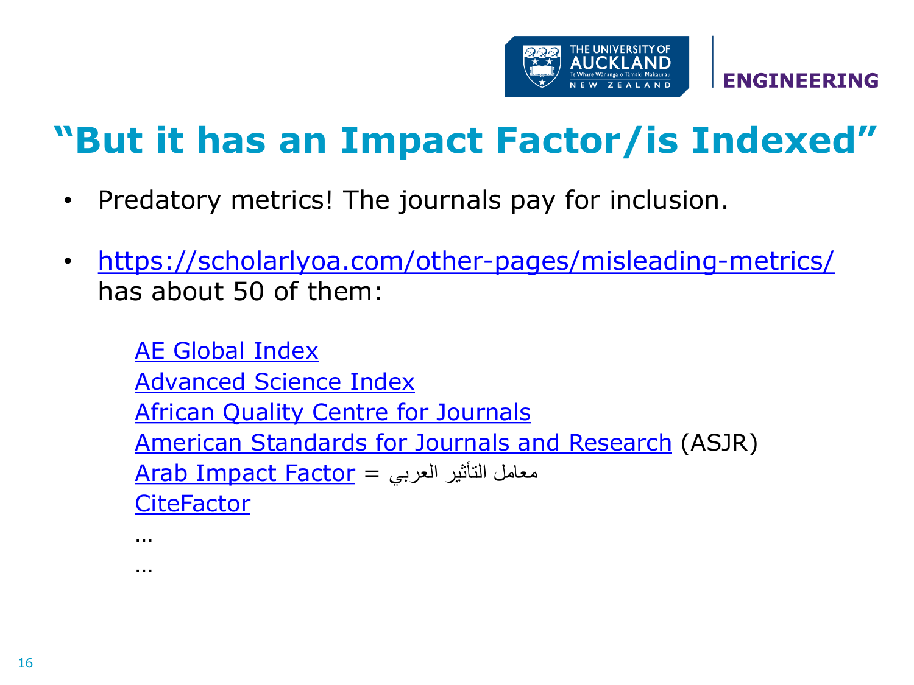# "But it has an Impact Factor/is Indexed"

- Predatory metrics! The journals pay for inclusion.
- https://scholarlyoa.com/other-pages/misleading-metrics/ has about 50 of them:

  AE Global Index
  Advanced Science Index
  African Quality Centre for Journals
  American Standards for Journals and Research (ASJR)
  Arab Impact Factor = معامل التأثير العربي
  CiteFactor
  …
  …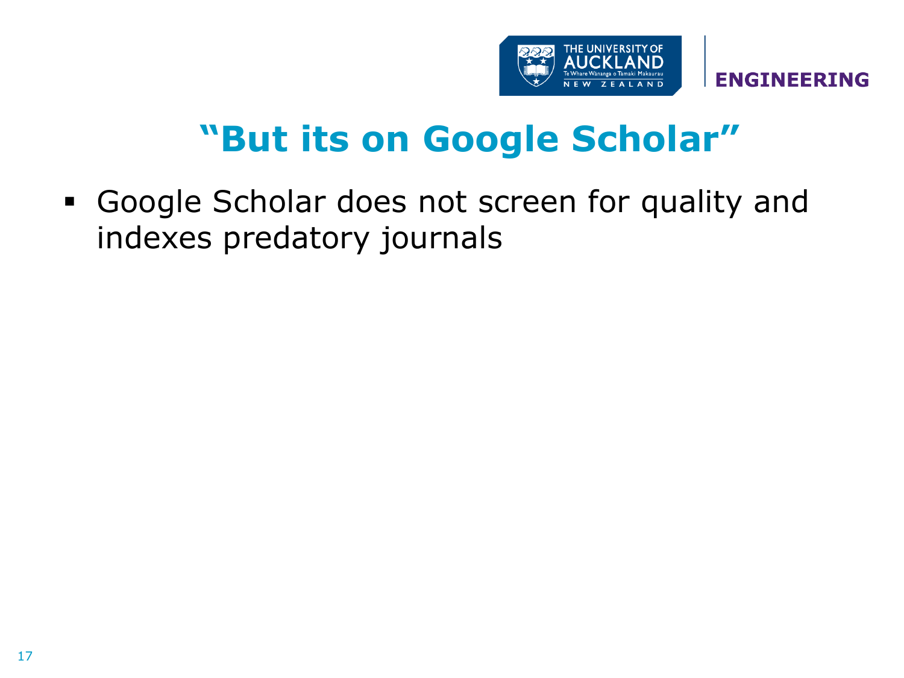# "But its on Google Scholar"

- Google Scholar does not screen for quality and indexes predatory journals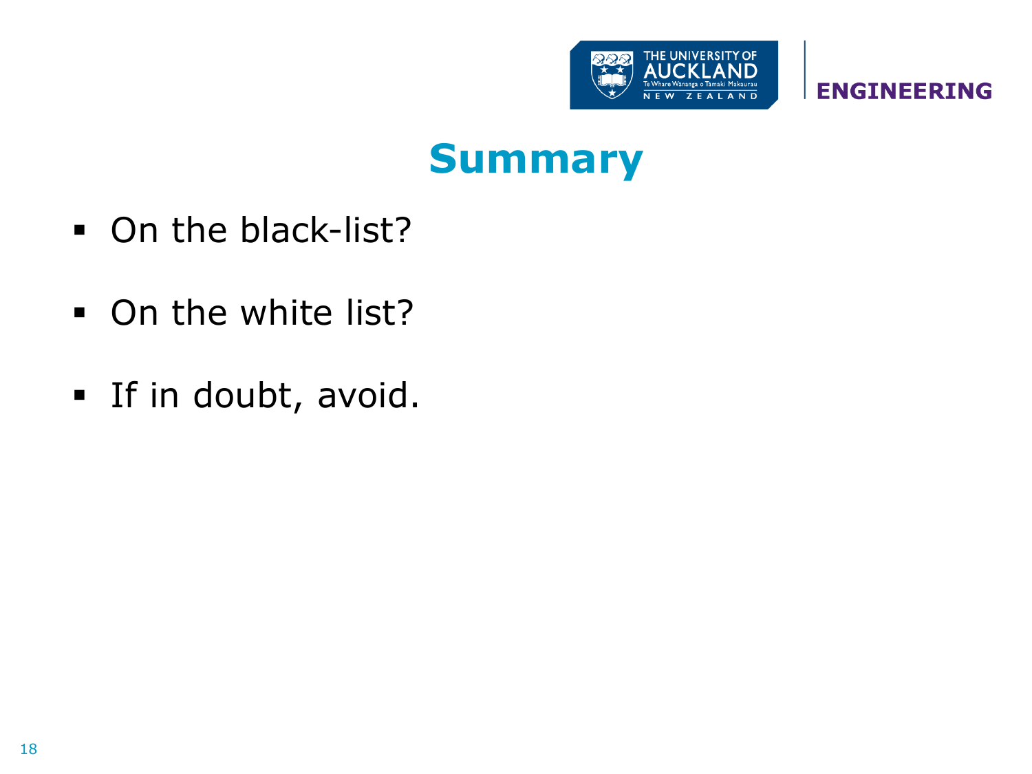# Summary

- On the black-list?
- On the white list?
- If in doubt, avoid.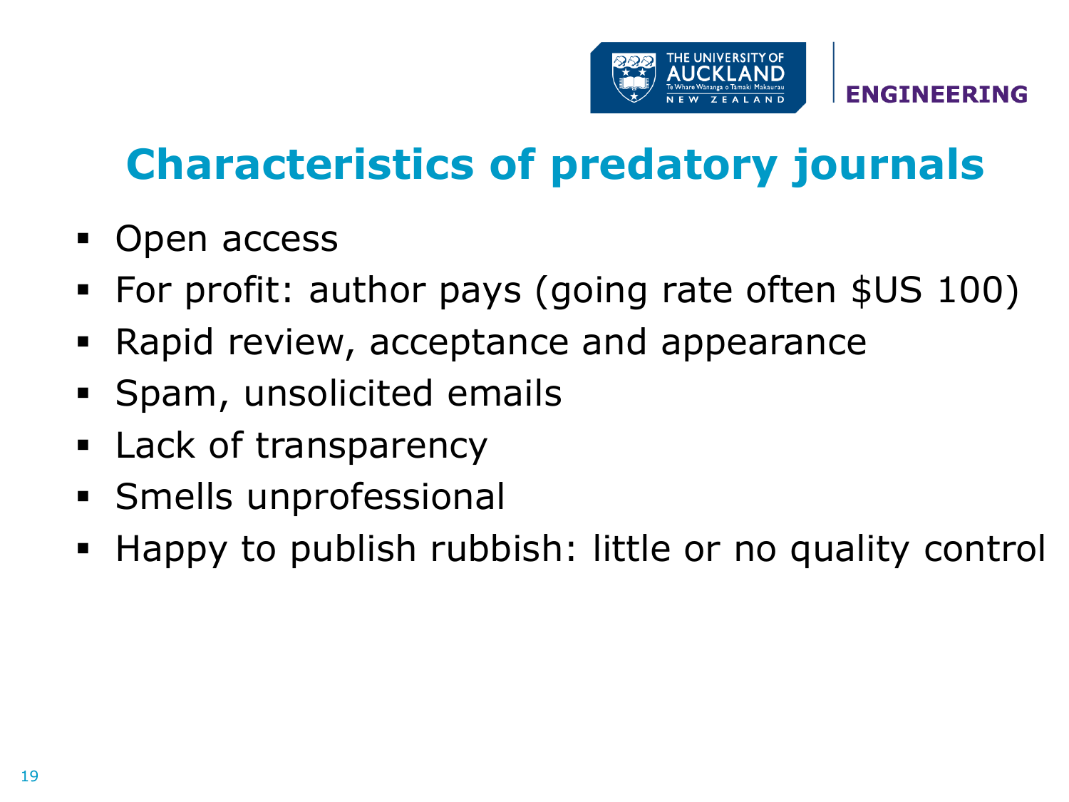# Characteristics of predatory journals

- Open access
- For profit: author pays (going rate often $US 100)
- Rapid review, acceptance and appearance
- Spam, unsolicited emails
- Lack of transparency
- Smells unprofessional
- Happy to publish rubbish: little or no quality control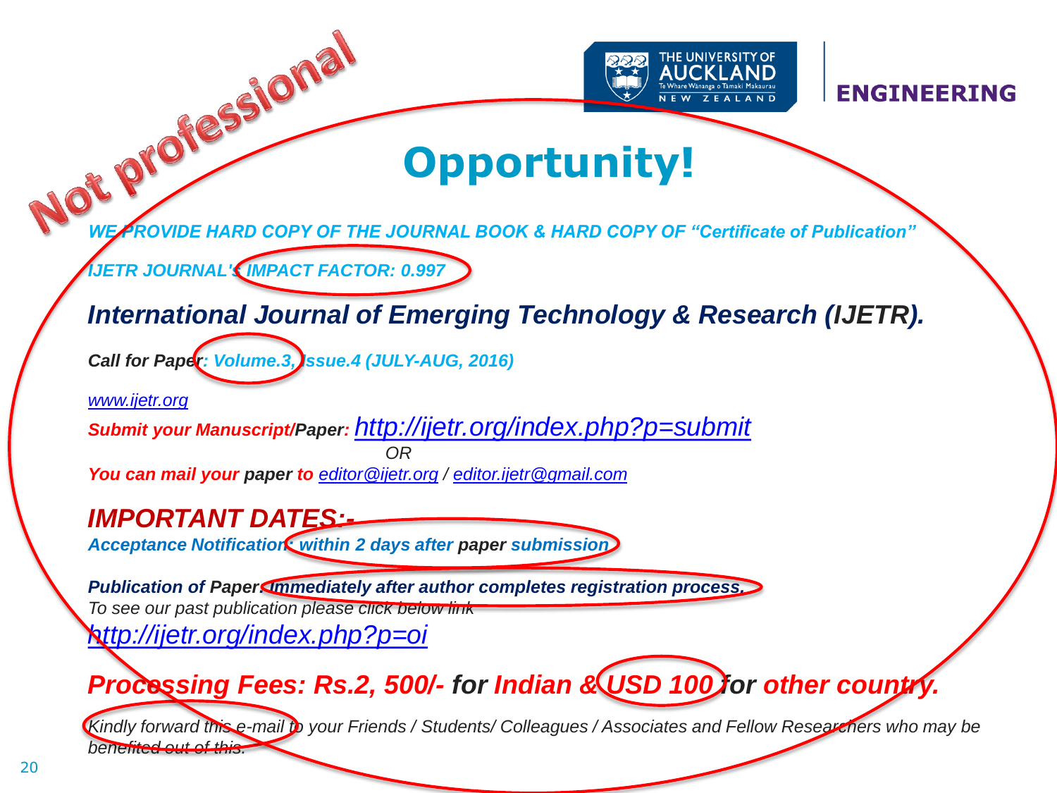Not professional

THE UNIVERSITY OF AUCKLAND
Te Whare Wānanga o Tāmaki Makaurau
NEW ZEALAND

ENGINEERING

# Opportunity!

*WE PROVIDE HARD COPY OF THE JOURNAL BOOK & HARD COPY OF "Certificate of Publication"*

*IJETR JOURNAL'S IMPACT FACTOR: 0.997*

## *International Journal of Emerging Technology & Research (IJETR).*

***Call for Paper: Volume.3, Issue.4 (JULY-AUG, 2016)***

*www.ijetr.org*

***Submit your Manuscript/Paper:*** *http://ijetr.org/index.php?p=submit*

*OR*

***You can mail your paper to*** *editor@ijetr.org / editor.ijetr@gmail.com*

### *IMPORTANT DATES:-*

***Acceptance Notification: within 2 days after paper submission***

***Publication of Paper: Immediately after author completes registration process.***

*To see our past publication please click below link*

*http://ijetr.org/index.php?p=oi*

## *Processing Fees: Rs.2, 500/- for Indian & USD 100 for other country.*

*Kindly forward this e-mail to your Friends / Students/ Colleagues / Associates and Fellow Researchers who may be benefited out of this.*